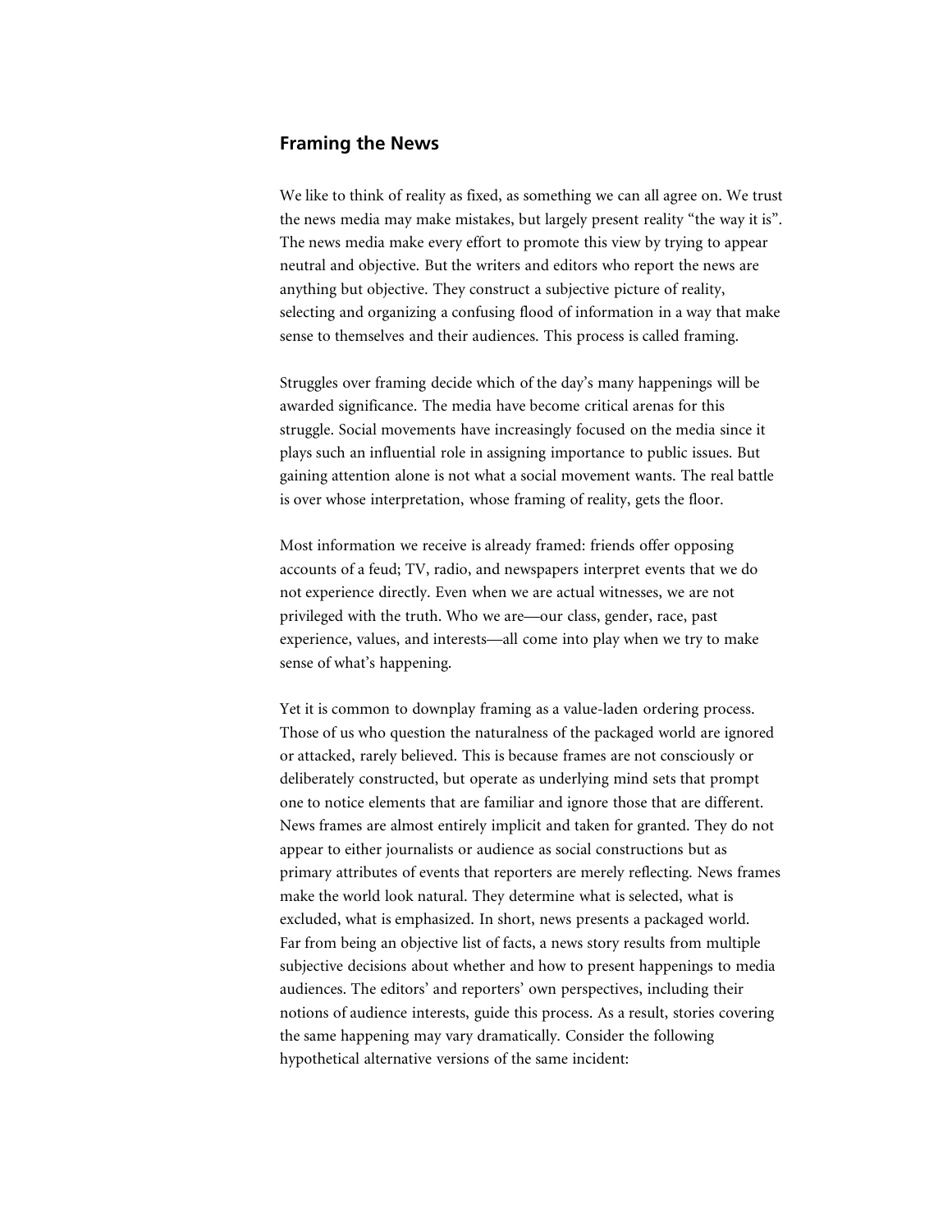## Framing the News

We like to think of reality as fixed, as something we can all agree on. We trust the news media may make mistakes, but largely present reality "the way it is". The news media make every effort to promote this view by trying to appear neutral and objective. But the writers and editors who report the news are anything but objective. They construct a subjective picture of reality, selecting and organizing a confusing flood of information in a way that make sense to themselves and their audiences. This process is called framing.

Struggles over framing decide which of the day's many happenings will be awarded significance. The media have become critical arenas for this struggle. Social movements have increasingly focused on the media since it plays such an influential role in assigning importance to public issues. But gaining attention alone is not what a social movement wants. The real battle is over whose interpretation, whose framing of reality, gets the floor.

Most information we receive is already framed: friends offer opposing accounts of a feud; TV, radio, and newspapers interpret events that we do not experience directly. Even when we are actual witnesses, we are not privileged with the truth. Who we are—our class, gender, race, past experience, values, and interests—all come into play when we try to make sense of what's happening.

Yet it is common to downplay framing as a value-laden ordering process. Those of us who question the naturalness of the packaged world are ignored or attacked, rarely believed. This is because frames are not consciously or deliberately constructed, but operate as underlying mind sets that prompt one to notice elements that are familiar and ignore those that are different. News frames are almost entirely implicit and taken for granted. They do not appear to either journalists or audience as social constructions but as primary attributes of events that reporters are merely reflecting. News frames make the world look natural. They determine what is selected, what is excluded, what is emphasized. In short, news presents a packaged world. Far from being an objective list of facts, a news story results from multiple subjective decisions about whether and how to present happenings to media audiences. The editors' and reporters' own perspectives, including their notions of audience interests, guide this process. As a result, stories covering the same happening may vary dramatically. Consider the following hypothetical alternative versions of the same incident: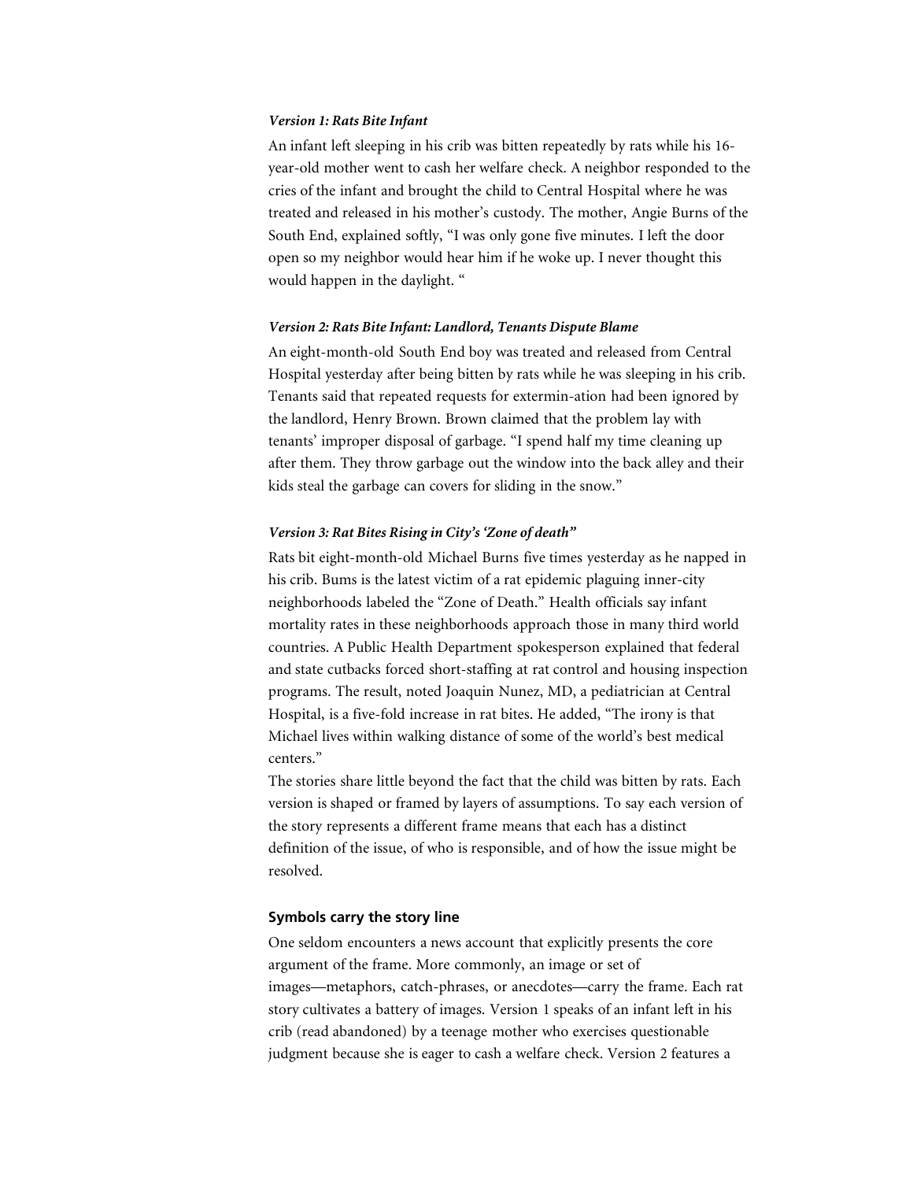***Version 1: Rats Bite Infant***

An infant left sleeping in his crib was bitten repeatedly by rats while his 16-year-old mother went to cash her welfare check. A neighbor responded to the cries of the infant and brought the child to Central Hospital where he was treated and released in his mother's custody. The mother, Angie Burns of the South End, explained softly, "I was only gone five minutes. I left the door open so my neighbor would hear him if he woke up. I never thought this would happen in the daylight. "

***Version 2: Rats Bite Infant: Landlord, Tenants Dispute Blame***

An eight-month-old South End boy was treated and released from Central Hospital yesterday after being bitten by rats while he was sleeping in his crib. Tenants said that repeated requests for extermin-ation had been ignored by the landlord, Henry Brown. Brown claimed that the problem lay with tenants' improper disposal of garbage. "I spend half my time cleaning up after them. They throw garbage out the window into the back alley and their kids steal the garbage can covers for sliding in the snow."

***Version 3: Rat Bites Rising in City's 'Zone of death"***

Rats bit eight-month-old Michael Burns five times yesterday as he napped in his crib. Bums is the latest victim of a rat epidemic plaguing inner-city neighborhoods labeled the "Zone of Death." Health officials say infant mortality rates in these neighborhoods approach those in many third world countries. A Public Health Department spokesperson explained that federal and state cutbacks forced short-staffing at rat control and housing inspection programs. The result, noted Joaquin Nunez, MD, a pediatrician at Central Hospital, is a five-fold increase in rat bites. He added, "The irony is that Michael lives within walking distance of some of the world's best medical centers."

The stories share little beyond the fact that the child was bitten by rats. Each version is shaped or framed by layers of assumptions. To say each version of the story represents a different frame means that each has a distinct definition of the issue, of who is responsible, and of how the issue might be resolved.

## Symbols carry the story line

One seldom encounters a news account that explicitly presents the core argument of the frame. More commonly, an image or set of images—metaphors, catch-phrases, or anecdotes—carry the frame. Each rat story cultivates a battery of images. Version 1 speaks of an infant left in his crib (read abandoned) by a teenage mother who exercises questionable judgment because she is eager to cash a welfare check. Version 2 features a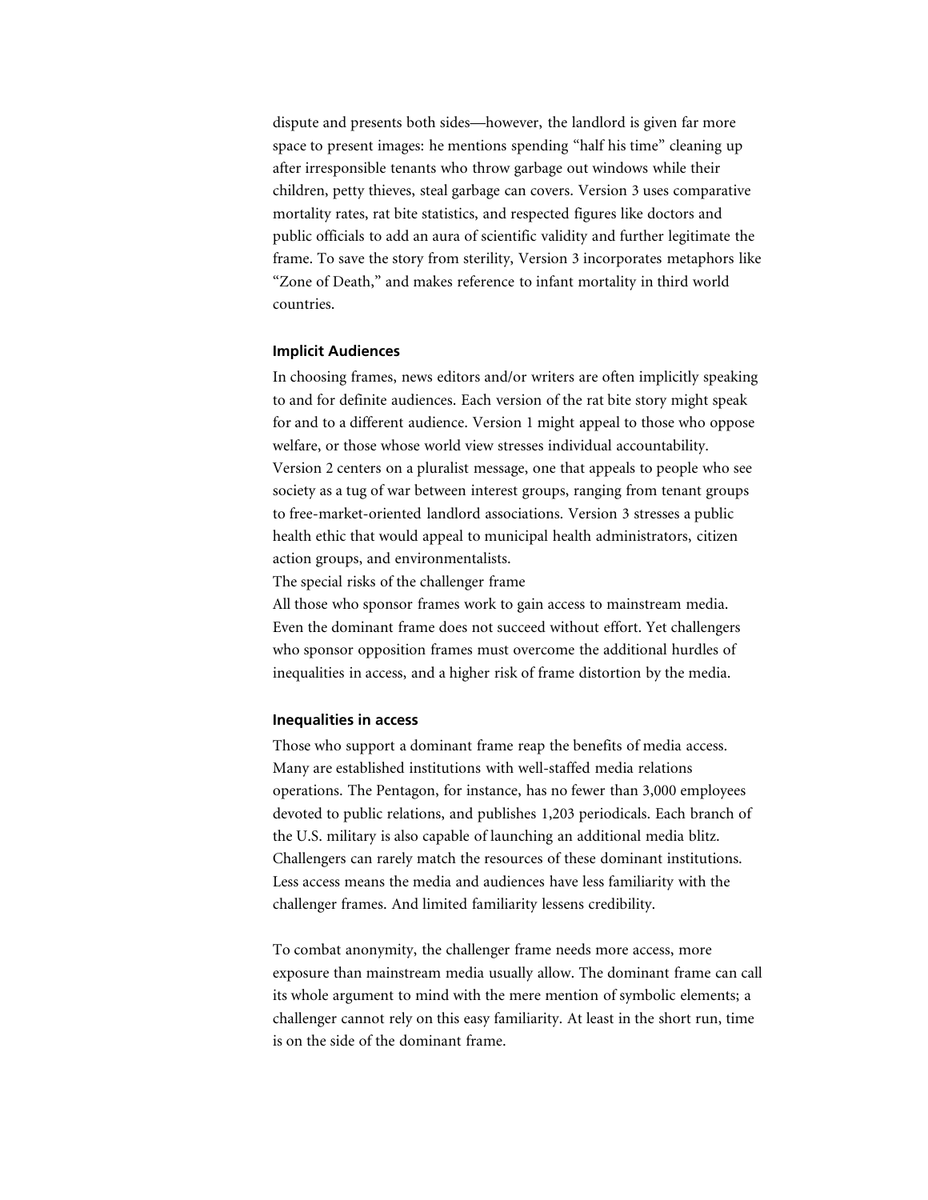dispute and presents both sides—however, the landlord is given far more space to present images: he mentions spending "half his time" cleaning up after irresponsible tenants who throw garbage out windows while their children, petty thieves, steal garbage can covers. Version 3 uses comparative mortality rates, rat bite statistics, and respected figures like doctors and public officials to add an aura of scientific validity and further legitimate the frame. To save the story from sterility, Version 3 incorporates metaphors like "Zone of Death," and makes reference to infant mortality in third world countries.

### Implicit Audiences

In choosing frames, news editors and/or writers are often implicitly speaking to and for definite audiences. Each version of the rat bite story might speak for and to a different audience. Version 1 might appeal to those who oppose welfare, or those whose world view stresses individual accountability. Version 2 centers on a pluralist message, one that appeals to people who see society as a tug of war between interest groups, ranging from tenant groups to free-market-oriented landlord associations. Version 3 stresses a public health ethic that would appeal to municipal health administrators, citizen action groups, and environmentalists.

The special risks of the challenger frame

All those who sponsor frames work to gain access to mainstream media. Even the dominant frame does not succeed without effort. Yet challengers who sponsor opposition frames must overcome the additional hurdles of inequalities in access, and a higher risk of frame distortion by the media.

### Inequalities in access

Those who support a dominant frame reap the benefits of media access. Many are established institutions with well-staffed media relations operations. The Pentagon, for instance, has no fewer than 3,000 employees devoted to public relations, and publishes 1,203 periodicals. Each branch of the U.S. military is also capable of launching an additional media blitz. Challengers can rarely match the resources of these dominant institutions. Less access means the media and audiences have less familiarity with the challenger frames. And limited familiarity lessens credibility.

To combat anonymity, the challenger frame needs more access, more exposure than mainstream media usually allow. The dominant frame can call its whole argument to mind with the mere mention of symbolic elements; a challenger cannot rely on this easy familiarity. At least in the short run, time is on the side of the dominant frame.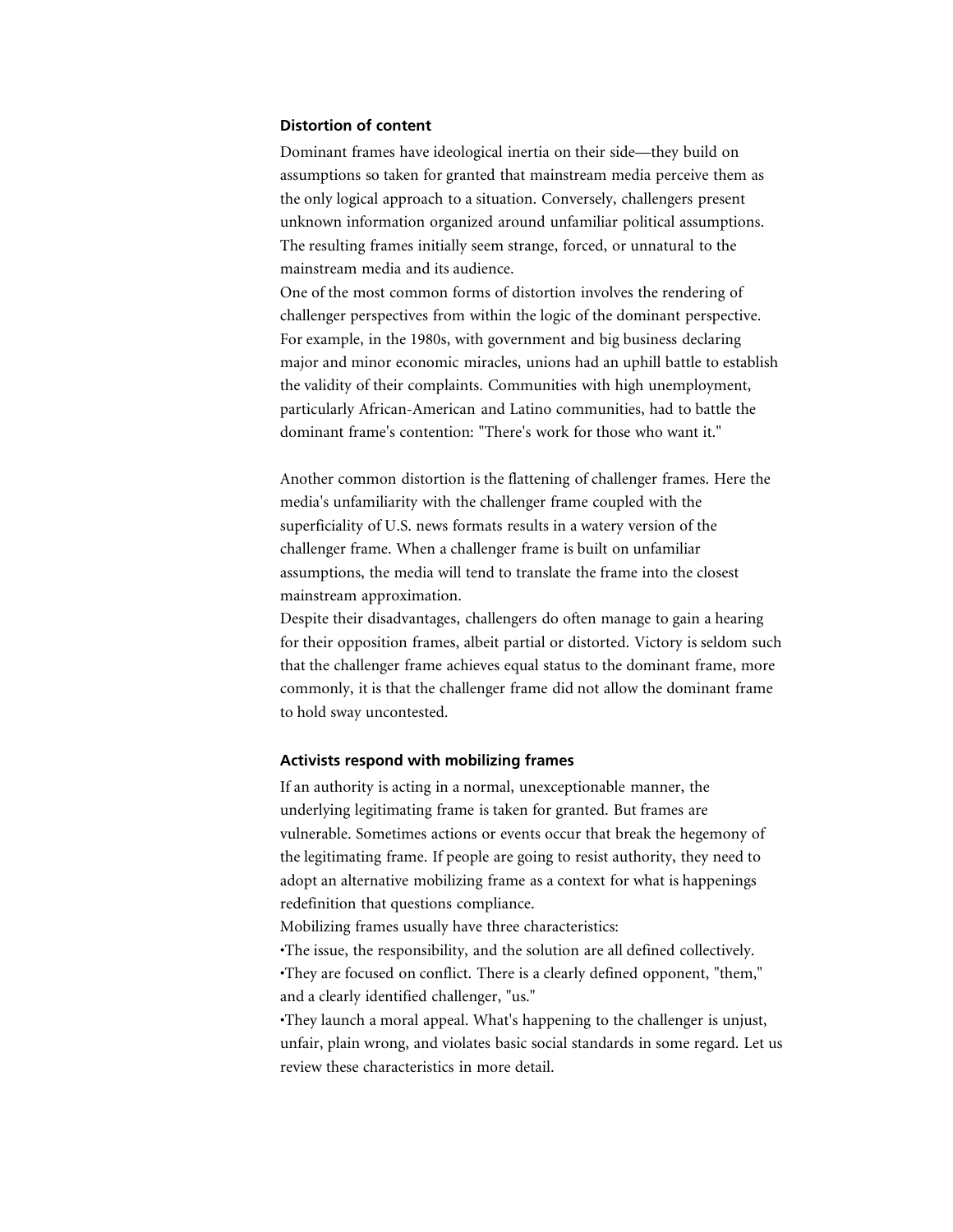### Distortion of content

Dominant frames have ideological inertia on their side—they build on assumptions so taken for granted that mainstream media perceive them as the only logical approach to a situation. Conversely, challengers present unknown information organized around unfamiliar political assumptions. The resulting frames initially seem strange, forced, or unnatural to the mainstream media and its audience.

One of the most common forms of distortion involves the rendering of challenger perspectives from within the logic of the dominant perspective. For example, in the 1980s, with government and big business declaring major and minor economic miracles, unions had an uphill battle to establish the validity of their complaints. Communities with high unemployment, particularly African-American and Latino communities, had to battle the dominant frame's contention: "There's work for those who want it."

Another common distortion is the flattening of challenger frames. Here the media's unfamiliarity with the challenger frame coupled with the superficiality of U.S. news formats results in a watery version of the challenger frame. When a challenger frame is built on unfamiliar assumptions, the media will tend to translate the frame into the closest mainstream approximation.

Despite their disadvantages, challengers do often manage to gain a hearing for their opposition frames, albeit partial or distorted. Victory is seldom such that the challenger frame achieves equal status to the dominant frame, more commonly, it is that the challenger frame did not allow the dominant frame to hold sway uncontested.

### Activists respond with mobilizing frames

If an authority is acting in a normal, unexceptionable manner, the underlying legitimating frame is taken for granted. But frames are vulnerable. Sometimes actions or events occur that break the hegemony of the legitimating frame. If people are going to resist authority, they need to adopt an alternative mobilizing frame as a context for what is happenings redefinition that questions compliance.

Mobilizing frames usually have three characteristics:

- The issue, the responsibility, and the solution are all defined collectively.
- They are focused on conflict. There is a clearly defined opponent, "them," and a clearly identified challenger, "us."
- They launch a moral appeal. What's happening to the challenger is unjust, unfair, plain wrong, and violates basic social standards in some regard. Let us review these characteristics in more detail.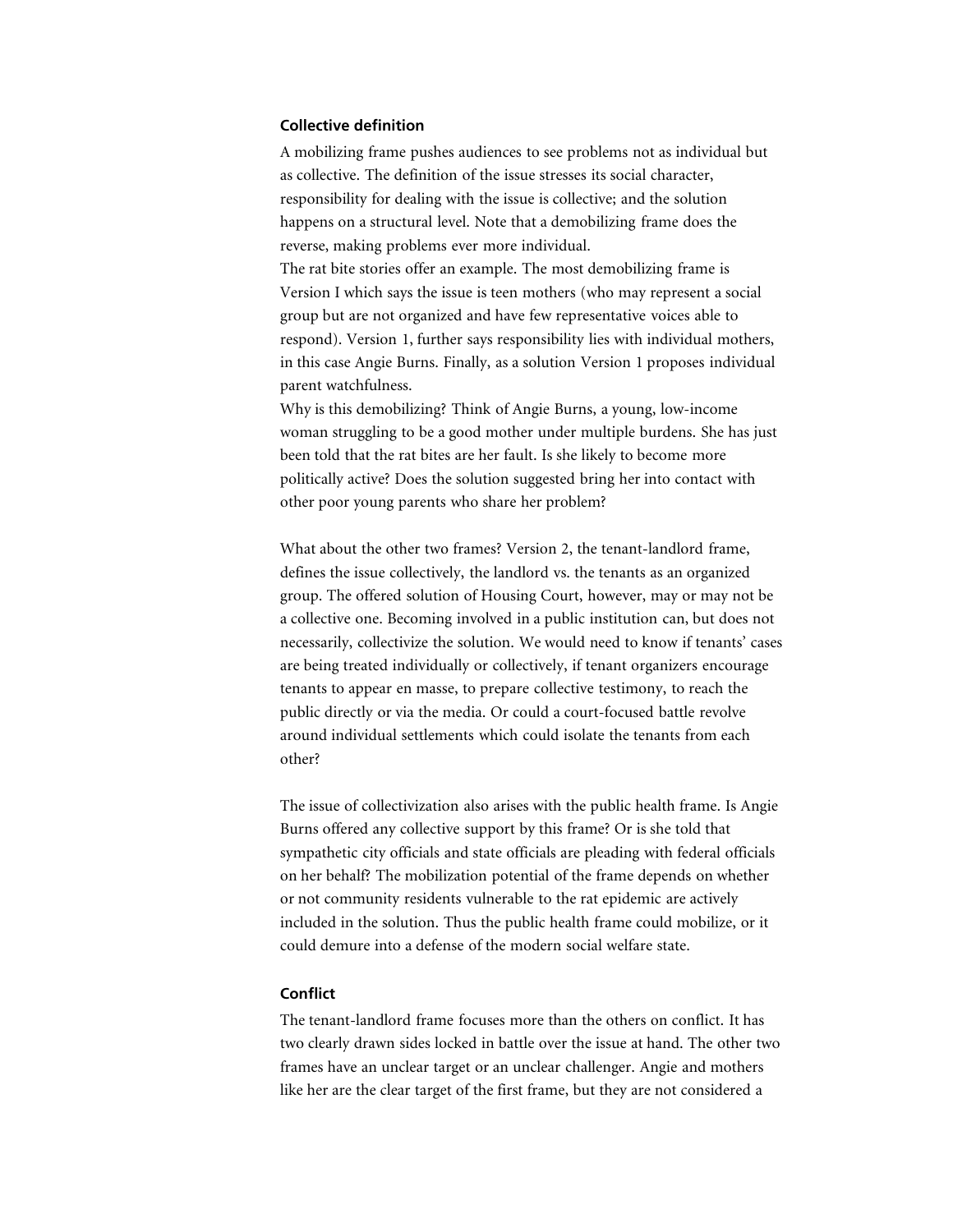### Collective definition

A mobilizing frame pushes audiences to see problems not as individual but as collective. The definition of the issue stresses its social character, responsibility for dealing with the issue is collective; and the solution happens on a structural level. Note that a demobilizing frame does the reverse, making problems ever more individual.

The rat bite stories offer an example. The most demobilizing frame is Version I which says the issue is teen mothers (who may represent a social group but are not organized and have few representative voices able to respond). Version 1, further says responsibility lies with individual mothers, in this case Angie Burns. Finally, as a solution Version 1 proposes individual parent watchfulness.

Why is this demobilizing? Think of Angie Burns, a young, low-income woman struggling to be a good mother under multiple burdens. She has just been told that the rat bites are her fault. Is she likely to become more politically active? Does the solution suggested bring her into contact with other poor young parents who share her problem?

What about the other two frames? Version 2, the tenant-landlord frame, defines the issue collectively, the landlord vs. the tenants as an organized group. The offered solution of Housing Court, however, may or may not be a collective one. Becoming involved in a public institution can, but does not necessarily, collectivize the solution. We would need to know if tenants' cases are being treated individually or collectively, if tenant organizers encourage tenants to appear en masse, to prepare collective testimony, to reach the public directly or via the media. Or could a court-focused battle revolve around individual settlements which could isolate the tenants from each other?

The issue of collectivization also arises with the public health frame. Is Angie Burns offered any collective support by this frame? Or is she told that sympathetic city officials and state officials are pleading with federal officials on her behalf? The mobilization potential of the frame depends on whether or not community residents vulnerable to the rat epidemic are actively included in the solution. Thus the public health frame could mobilize, or it could demure into a defense of the modern social welfare state.

### Conflict

The tenant-landlord frame focuses more than the others on conflict. It has two clearly drawn sides locked in battle over the issue at hand. The other two frames have an unclear target or an unclear challenger. Angie and mothers like her are the clear target of the first frame, but they are not considered a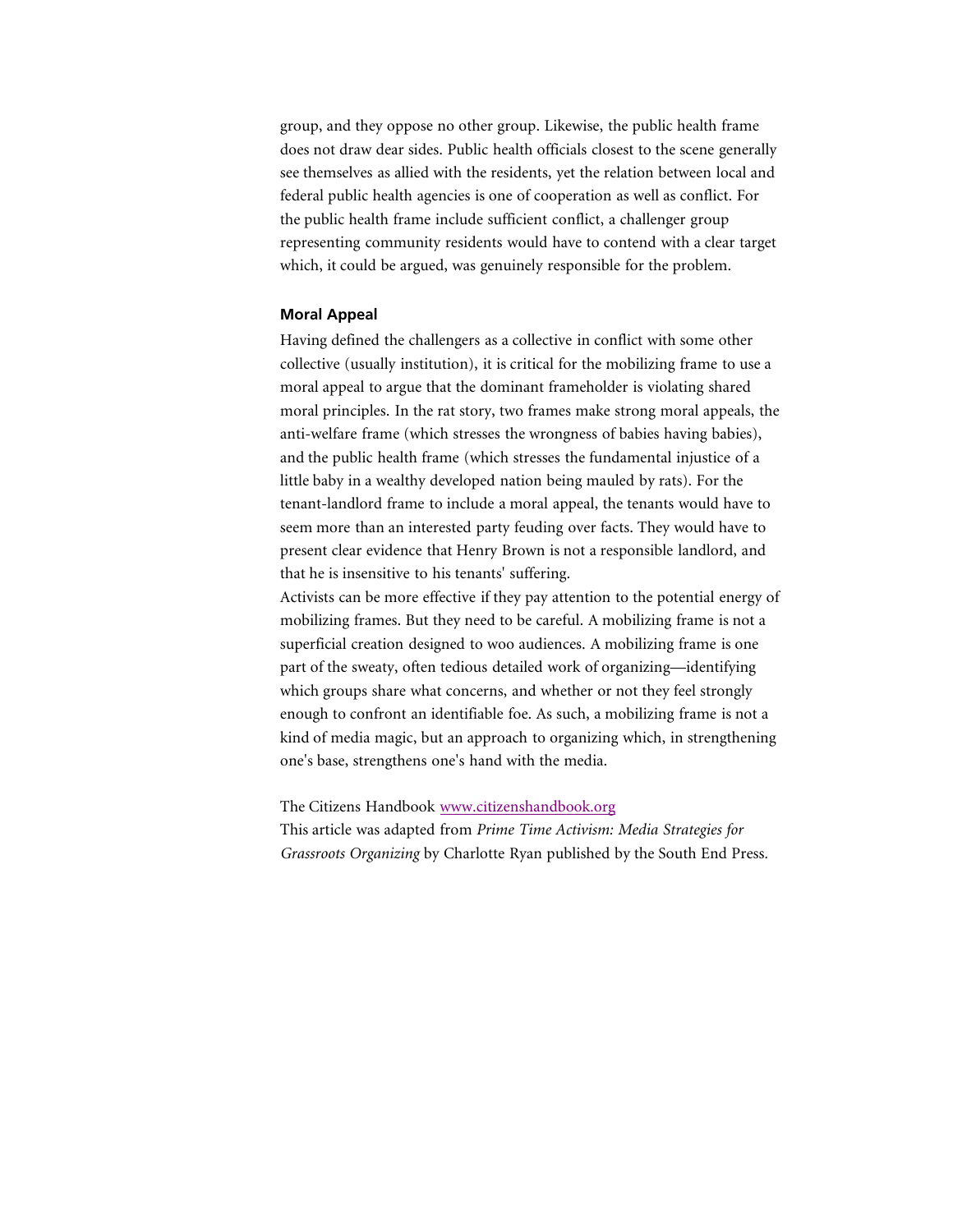group, and they oppose no other group. Likewise, the public health frame does not draw dear sides. Public health officials closest to the scene generally see themselves as allied with the residents, yet the relation between local and federal public health agencies is one of cooperation as well as conflict. For the public health frame include sufficient conflict, a challenger group representing community residents would have to contend with a clear target which, it could be argued, was genuinely responsible for the problem.

### Moral Appeal

Having defined the challengers as a collective in conflict with some other collective (usually institution), it is critical for the mobilizing frame to use a moral appeal to argue that the dominant frameholder is violating shared moral principles. In the rat story, two frames make strong moral appeals, the anti-welfare frame (which stresses the wrongness of babies having babies), and the public health frame (which stresses the fundamental injustice of a little baby in a wealthy developed nation being mauled by rats). For the tenant-landlord frame to include a moral appeal, the tenants would have to seem more than an interested party feuding over facts. They would have to present clear evidence that Henry Brown is not a responsible landlord, and that he is insensitive to his tenants' suffering.

Activists can be more effective if they pay attention to the potential energy of mobilizing frames. But they need to be careful. A mobilizing frame is not a superficial creation designed to woo audiences. A mobilizing frame is one part of the sweaty, often tedious detailed work of organizing—identifying which groups share what concerns, and whether or not they feel strongly enough to confront an identifiable foe. As such, a mobilizing frame is not a kind of media magic, but an approach to organizing which, in strengthening one's base, strengthens one's hand with the media.

The Citizens Handbook www.citizenshandbook.org
This article was adapted from *Prime Time Activism: Media Strategies for Grassroots Organizing* by Charlotte Ryan published by the South End Press.